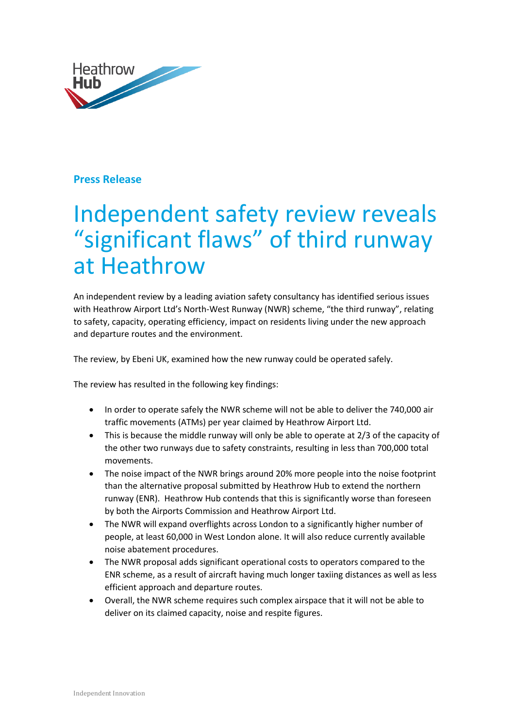Heathrow Hub

**Press Release**

# Independent safety review reveals "significant flaws" of third runway at Heathrow

An independent review by a leading aviation safety consultancy has identified serious issues with Heathrow Airport Ltd's North-West Runway (NWR) scheme, "the third runway", relating to safety, capacity, operating efficiency, impact on residents living under the new approach and departure routes and the environment.

The review, by Ebeni UK, examined how the new runway could be operated safely.

The review has resulted in the following key findings:

- In order to operate safely the NWR scheme will not be able to deliver the 740,000 air traffic movements (ATMs) per year claimed by Heathrow Airport Ltd.
- This is because the middle runway will only be able to operate at 2/3 of the capacity of the other two runways due to safety constraints, resulting in less than 700,000 total movements.
- The noise impact of the NWR brings around 20% more people into the noise footprint than the alternative proposal submitted by Heathrow Hub to extend the northern runway (ENR). Heathrow Hub contends that this is significantly worse than foreseen by both the Airports Commission and Heathrow Airport Ltd.
- The NWR will expand overflights across London to a significantly higher number of people, at least 60,000 in West London alone. It will also reduce currently available noise abatement procedures.
- The NWR proposal adds significant operational costs to operators compared to the ENR scheme, as a result of aircraft having much longer taxiing distances as well as less efficient approach and departure routes.
- Overall, the NWR scheme requires such complex airspace that it will not be able to deliver on its claimed capacity, noise and respite figures.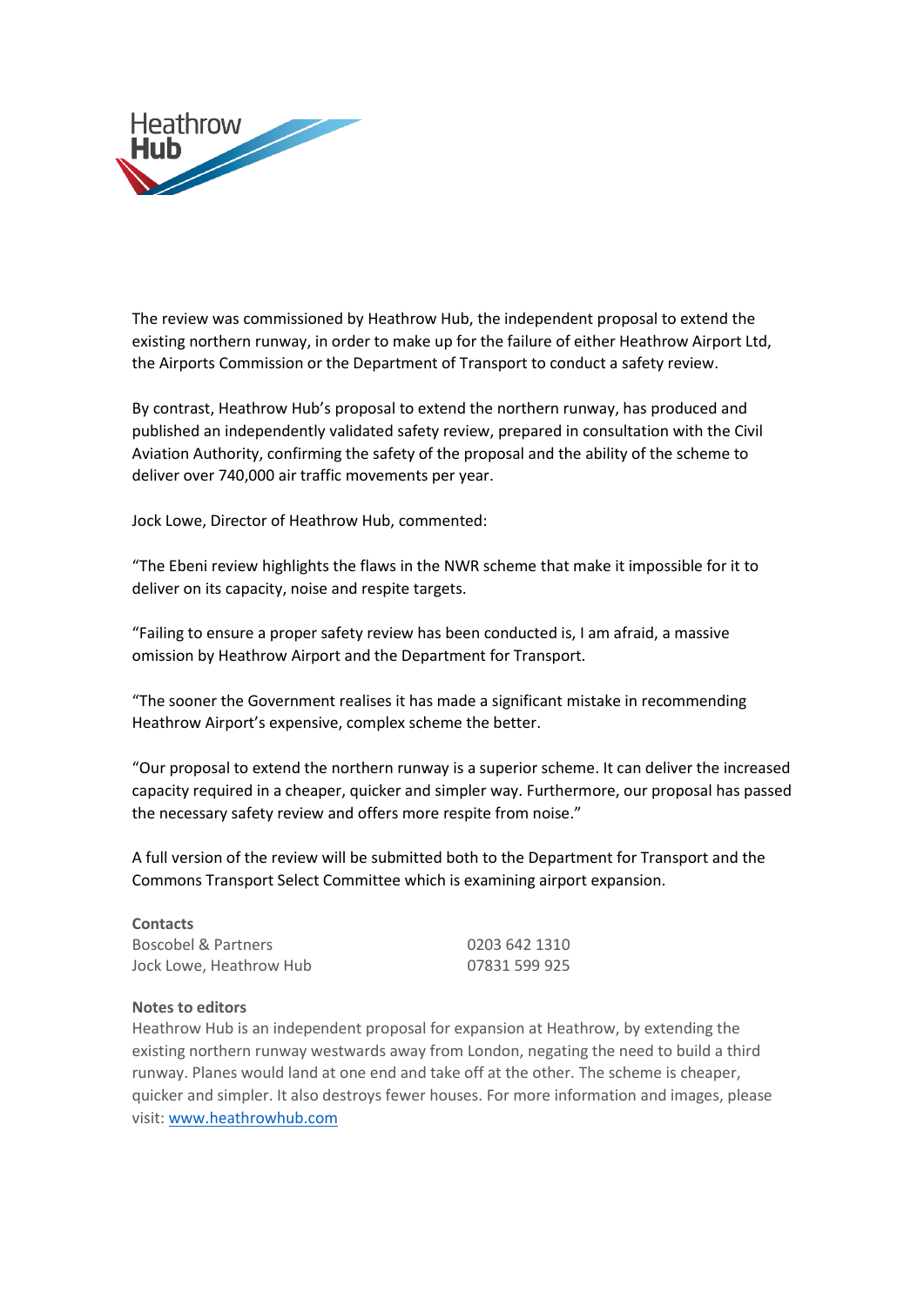The review was commissioned by Heathrow Hub, the independent proposal to extend the existing northern runway, in order to make up for the failure of either Heathrow Airport Ltd, the Airports Commission or the Department of Transport to conduct a safety review.

By contrast, Heathrow Hub's proposal to extend the northern runway, has produced and published an independently validated safety review, prepared in consultation with the Civil Aviation Authority, confirming the safety of the proposal and the ability of the scheme to deliver over 740,000 air traffic movements per year.

Jock Lowe, Director of Heathrow Hub, commented:

"The Ebeni review highlights the flaws in the NWR scheme that make it impossible for it to deliver on its capacity, noise and respite targets.

"Failing to ensure a proper safety review has been conducted is, I am afraid, a massive omission by Heathrow Airport and the Department for Transport.

"The sooner the Government realises it has made a significant mistake in recommending Heathrow Airport's expensive, complex scheme the better.

"Our proposal to extend the northern runway is a superior scheme. It can deliver the increased capacity required in a cheaper, quicker and simpler way. Furthermore, our proposal has passed the necessary safety review and offers more respite from noise."

A full version of the review will be submitted both to the Department for Transport and the Commons Transport Select Committee which is examining airport expansion.

**Contacts**

| | |
|---|---|
| Boscobel & Partners | 0203 642 1310 |
| Jock Lowe, Heathrow Hub | 07831 599 925 |

**Notes to editors**

Heathrow Hub is an independent proposal for expansion at Heathrow, by extending the existing northern runway westwards away from London, negating the need to build a third runway. Planes would land at one end and take off at the other. The scheme is cheaper, quicker and simpler. It also destroys fewer houses. For more information and images, please visit: [www.heathrowhub.com](http://www.heathrowhub.com)